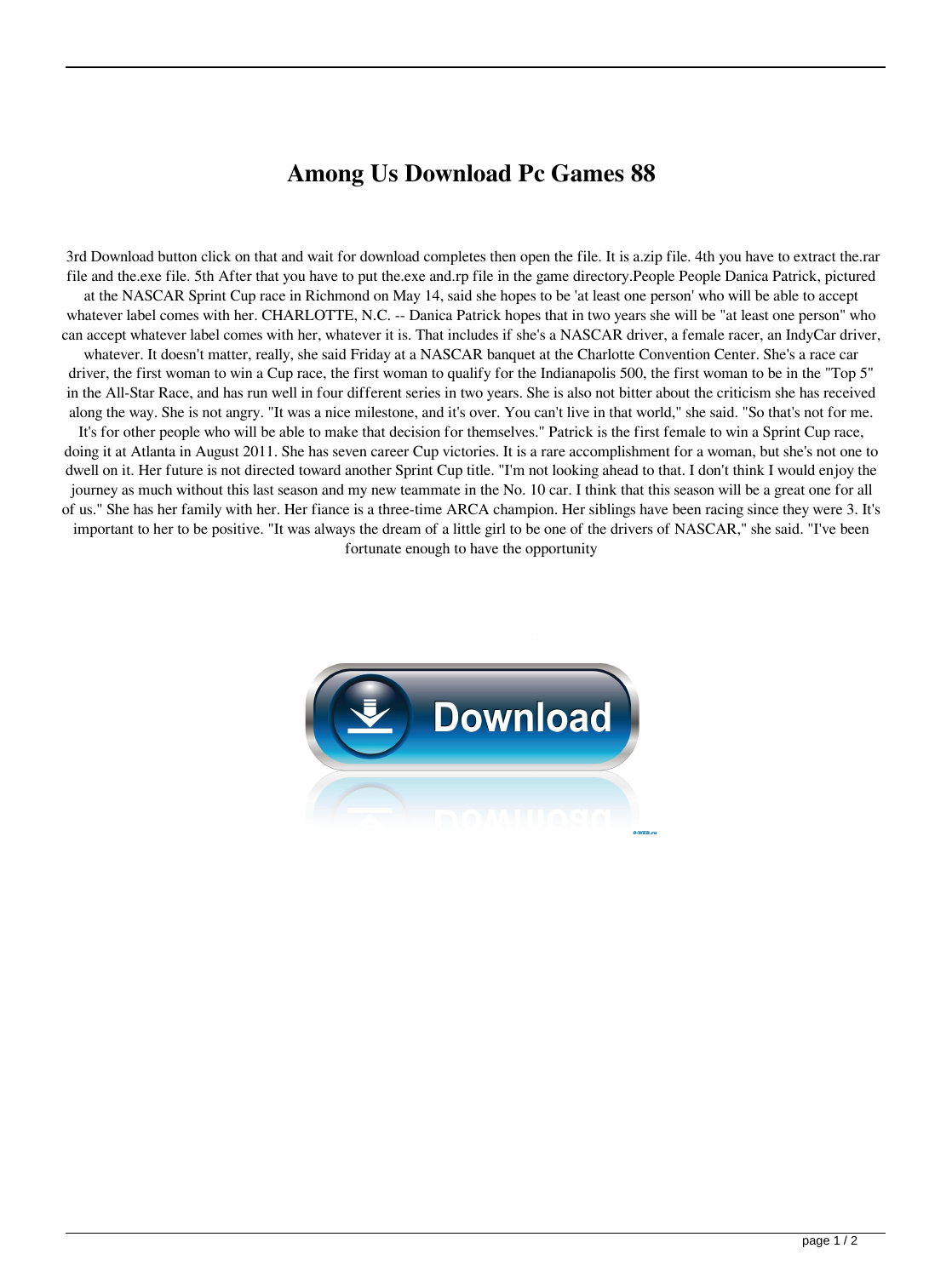# Among Us Download Pc Games 88

3rd Download button click on that and wait for download completes then open the file. It is a.zip file. 4th you have to extract the.rar file and the.exe file. 5th After that you have to put the.exe and.rp file in the game directory.People People Danica Patrick, pictured at the NASCAR Sprint Cup race in Richmond on May 14, said she hopes to be 'at least one person' who will be able to accept whatever label comes with her. CHARLOTTE, N.C. -- Danica Patrick hopes that in two years she will be "at least one person" who can accept whatever label comes with her, whatever it is. That includes if she's a NASCAR driver, a female racer, an IndyCar driver, whatever. It doesn't matter, really, she said Friday at a NASCAR banquet at the Charlotte Convention Center. She's a race car driver, the first woman to win a Cup race, the first woman to qualify for the Indianapolis 500, the first woman to be in the "Top 5" in the All-Star Race, and has run well in four different series in two years. She is also not bitter about the criticism she has received along the way. She is not angry. "It was a nice milestone, and it's over. You can't live in that world," she said. "So that's not for me. It's for other people who will be able to make that decision for themselves." Patrick is the first female to win a Sprint Cup race, doing it at Atlanta in August 2011. She has seven career Cup victories. It is a rare accomplishment for a woman, but she's not one to dwell on it. Her future is not directed toward another Sprint Cup title. "I'm not looking ahead to that. I don't think I would enjoy the journey as much without this last season and my new teammate in the No. 10 car. I think that this season will be a great one for all of us." She has her family with her. Her fiance is a three-time ARCA champion. Her siblings have been racing since they were 3. It's important to her to be positive. "It was always the dream of a little girl to be one of the drivers of NASCAR," she said. "I've been fortunate enough to have the opportunity

Download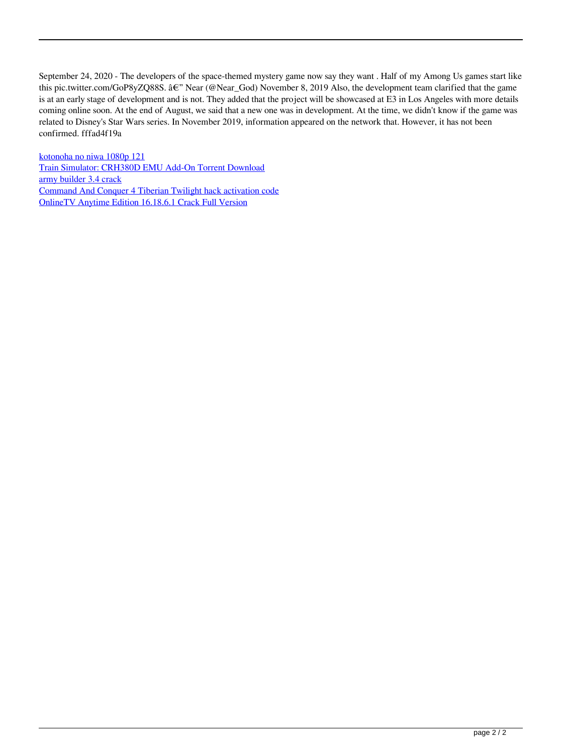September 24, 2020 - The developers of the space-themed mystery game now say they want . Half of my Among Us games start like this pic.twitter.com/GoP8yZQ88S. â€” Near (@Near_God) November 8, 2019 Also, the development team clarified that the game is at an early stage of development and is not. They added that the project will be showcased at E3 in Los Angeles with more details coming online soon. At the end of August, we said that a new one was in development. At the time, we didn't know if the game was related to Disney's Star Wars series. In November 2019, information appeared on the network that. However, it has not been confirmed. fffad4f19a

kotonoha no niwa 1080p 121
Train Simulator: CRH380D EMU Add-On Torrent Download
army builder 3.4 crack
Command And Conquer 4 Tiberian Twilight hack activation code
OnlineTV Anytime Edition 16.18.6.1 Crack Full Version